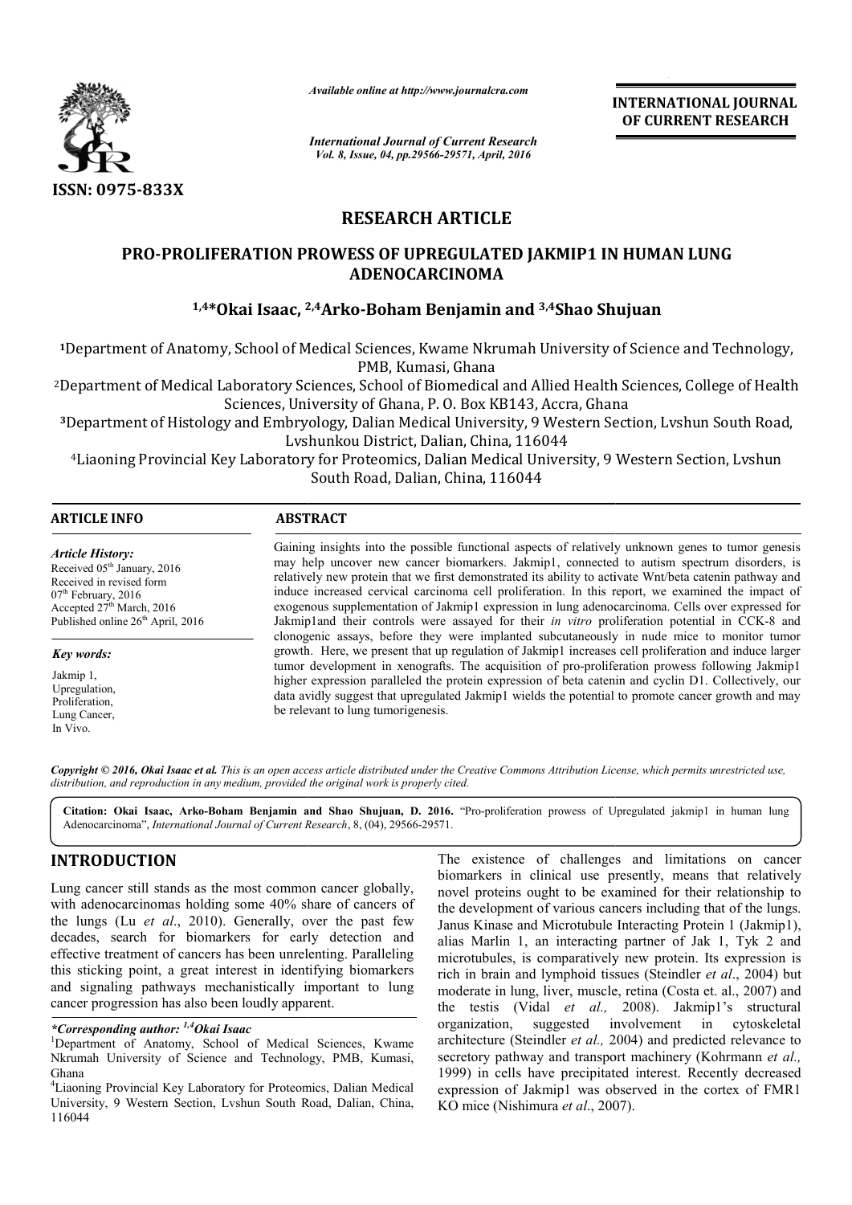ISSN: 0975-833X

*Available online at http://www.journalcra.com*

*International Journal of Current Research*
*Vol. 8, Issue, 04, pp.29566-29571, April, 2016*

**INTERNATIONAL JOURNAL OF CURRENT RESEARCH**

# RESEARCH ARTICLE

## PRO-PROLIFERATION PROWESS OF UPREGULATED JAKMIP1 IN HUMAN LUNG ADENOCARCINOMA

**[1,4]*Okai Isaac, [2,4]Arko-Boham Benjamin and [3,4]Shao Shujuan**

[1]Department of Anatomy, School of Medical Sciences, Kwame Nkrumah University of Science and Technology, PMB, Kumasi, Ghana

[2]Department of Medical Laboratory Sciences, School of Biomedical and Allied Health Sciences, College of Health Sciences, University of Ghana, P. O. Box KB143, Accra, Ghana

[3]Department of Histology and Embryology, Dalian Medical University, 9 Western Section, Lvshun South Road, Lvshunkou District, Dalian, China, 116044

[4]Liaoning Provincial Key Laboratory for Proteomics, Dalian Medical University, 9 Western Section, Lvshun South Road, Dalian, China, 116044

**ARTICLE INFO**

*Article History:*
Received 05th January, 2016
Received in revised form
07th February, 2016
Accepted 27th March, 2016
Published online 26th April, 2016

*Key words:*
Jakmip 1,
Upregulation,
Proliferation,
Lung Cancer,
In Vivo.

**ABSTRACT**

Gaining insights into the possible functional aspects of relatively unknown genes to tumor genesis may help uncover new cancer biomarkers. Jakmip1, connected to autism spectrum disorders, is relatively new protein that we first demonstrated its ability to activate Wnt/beta catenin pathway and induce increased cervical carcinoma cell proliferation. In this report, we examined the impact of exogenous supplementation of Jakmip1 expression in lung adenocarcinoma. Cells over expressed for Jakmip1and their controls were assayed for their *in vitro* proliferation potential in CCK-8 and clonogenic assays, before they were implanted subcutaneously in nude mice to monitor tumor growth. Here, we present that up regulation of Jakmip1 increases cell proliferation and induce larger tumor development in xenografts. The acquisition of pro-proliferation prowess following Jakmip1 higher expression paralleled the protein expression of beta catenin and cyclin D1. Collectively, our data avidly suggest that upregulated Jakmip1 wields the potential to promote cancer growth and may be relevant to lung tumorigenesis.

*Copyright © 2016, Okai Isaac et al. This is an open access article distributed under the Creative Commons Attribution License, which permits unrestricted use, distribution, and reproduction in any medium, provided the original work is properly cited.*

**Citation: Okai Isaac, Arko-Boham Benjamin and Shao Shujuan, D. 2016.** "Pro-proliferation prowess of Upregulated jakmip1 in human lung Adenocarcinoma", *International Journal of Current Research*, 8, (04), 29566-29571.

## INTRODUCTION

Lung cancer still stands as the most common cancer globally, with adenocarcinomas holding some 40% share of cancers of the lungs (Lu *et al*., 2010). Generally, over the past few decades, search for biomarkers for early detection and effective treatment of cancers has been unrelenting. Paralleling this sticking point, a great interest in identifying biomarkers and signaling pathways mechanistically important to lung cancer progression has also been loudly apparent.

The existence of challenges and limitations on cancer biomarkers in clinical use presently, means that relatively novel proteins ought to be examined for their relationship to the development of various cancers including that of the lungs. Janus Kinase and Microtubule Interacting Protein 1 (Jakmip1), alias Marlin 1, an interacting partner of Jak 1, Tyk 2 and microtubules, is comparatively new protein. Its expression is rich in brain and lymphoid tissues (Steindler *et al*., 2004) but moderate in lung, liver, muscle, retina (Costa et. al., 2007) and the testis (Vidal *et al.,* 2008). Jakmip1's structural organization, suggested involvement in cytoskeletal architecture (Steindler *et al.,* 2004) and predicted relevance to secretory pathway and transport machinery (Kohrmann *et al.,* 1999) in cells have precipitated interest. Recently decreased expression of Jakmip1 was observed in the cortex of FMR1 KO mice (Nishimura *et al*., 2007).

*\*Corresponding author: [1,4]Okai Isaac*
[1]Department of Anatomy, School of Medical Sciences, Kwame Nkrumah University of Science and Technology, PMB, Kumasi, Ghana
[4]Liaoning Provincial Key Laboratory for Proteomics, Dalian Medical University, 9 Western Section, Lvshun South Road, Dalian, China, 116044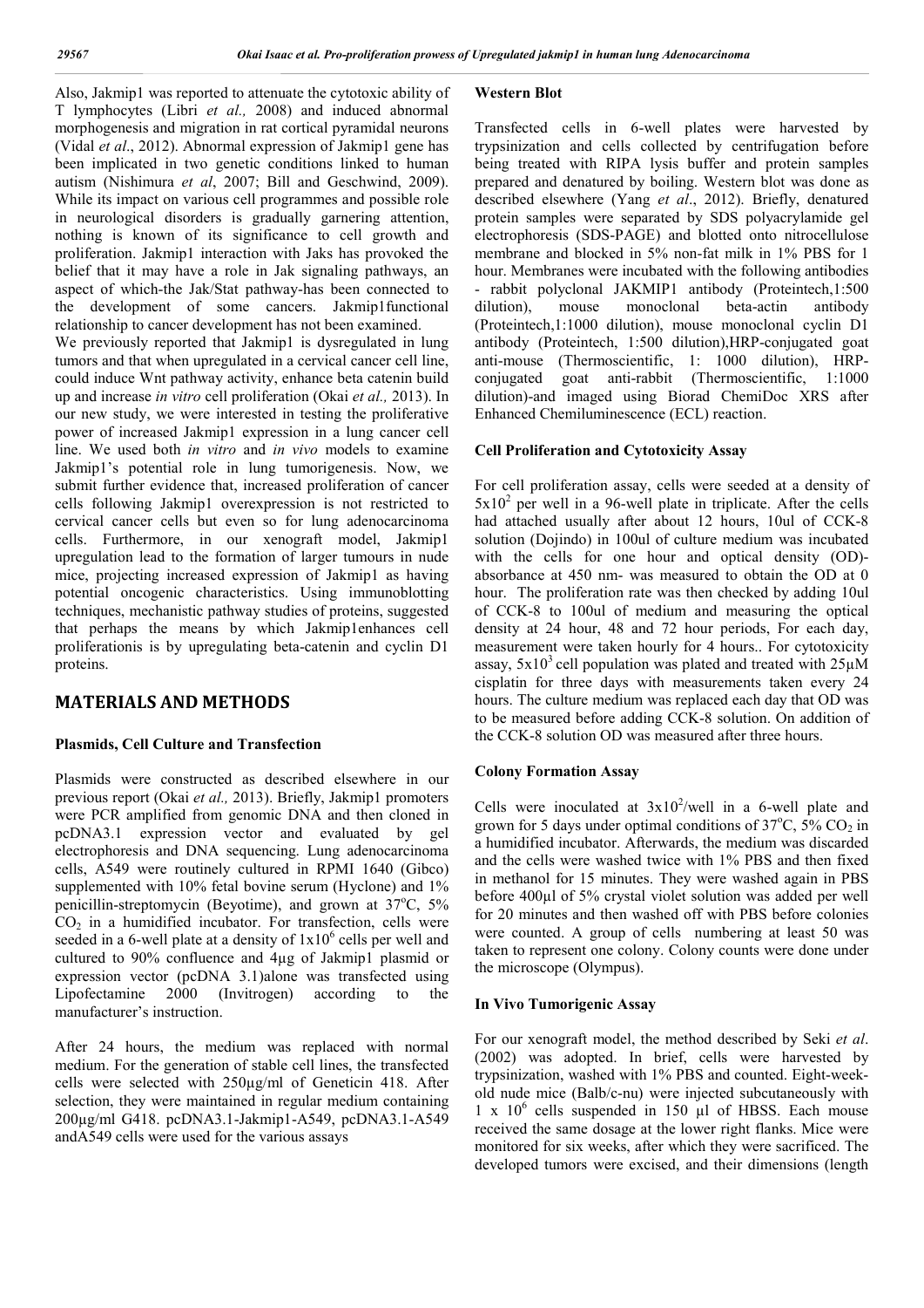Also, Jakmip1 was reported to attenuate the cytotoxic ability of T lymphocytes (Libri *et al.,* 2008) and induced abnormal morphogenesis and migration in rat cortical pyramidal neurons (Vidal *et al*., 2012). Abnormal expression of Jakmip1 gene has been implicated in two genetic conditions linked to human autism (Nishimura *et al*, 2007; Bill and Geschwind, 2009). While its impact on various cell programmes and possible role in neurological disorders is gradually garnering attention, nothing is known of its significance to cell growth and proliferation. Jakmip1 interaction with Jaks has provoked the belief that it may have a role in Jak signaling pathways, an aspect of which-the Jak/Stat pathway-has been connected to the development of some cancers. Jakmip1functional relationship to cancer development has not been examined.

We previously reported that Jakmip1 is dysregulated in lung tumors and that when upregulated in a cervical cancer cell line, could induce Wnt pathway activity, enhance beta catenin build up and increase *in vitro* cell proliferation (Okai *et al.,* 2013). In our new study, we were interested in testing the proliferative power of increased Jakmip1 expression in a lung cancer cell line. We used both *in vitro* and *in vivo* models to examine Jakmip1's potential role in lung tumorigenesis. Now, we submit further evidence that, increased proliferation of cancer cells following Jakmip1 overexpression is not restricted to cervical cancer cells but even so for lung adenocarcinoma cells. Furthermore, in our xenograft model, Jakmip1 upregulation lead to the formation of larger tumours in nude mice, projecting increased expression of Jakmip1 as having potential oncogenic characteristics. Using immunoblotting techniques, mechanistic pathway studies of proteins, suggested that perhaps the means by which Jakmip1enhances cell proliferationis is by upregulating beta-catenin and cyclin D1 proteins.

## MATERIALS AND METHODS

### Plasmids, Cell Culture and Transfection

Plasmids were constructed as described elsewhere in our previous report (Okai *et al.,* 2013). Briefly, Jakmip1 promoters were PCR amplified from genomic DNA and then cloned in pcDNA3.1 expression vector and evaluated by gel electrophoresis and DNA sequencing. Lung adenocarcinoma cells, A549 were routinely cultured in RPMI 1640 (Gibco) supplemented with 10% fetal bovine serum (Hyclone) and 1% penicillin-streptomycin (Beyotime), and grown at 37°C, 5% $CO_2$ in a humidified incubator. For transfection, cells were seeded in a 6-well plate at a density of $1x10^6$ cells per well and cultured to 90% confluence and 4µg of Jakmip1 plasmid or expression vector (pcDNA 3.1)alone was transfected using Lipofectamine 2000 (Invitrogen) according to the manufacturer's instruction.

After 24 hours, the medium was replaced with normal medium. For the generation of stable cell lines, the transfected cells were selected with 250µg/ml of Geneticin 418. After selection, they were maintained in regular medium containing 200µg/ml G418. pcDNA3.1-Jakmip1-A549, pcDNA3.1-A549 andA549 cells were used for the various assays

### Western Blot

Transfected cells in 6-well plates were harvested by trypsinization and cells collected by centrifugation before being treated with RIPA lysis buffer and protein samples prepared and denatured by boiling. Western blot was done as described elsewhere (Yang *et al*., 2012). Briefly, denatured protein samples were separated by SDS polyacrylamide gel electrophoresis (SDS-PAGE) and blotted onto nitrocellulose membrane and blocked in 5% non-fat milk in 1% PBS for 1 hour. Membranes were incubated with the following antibodies - rabbit polyclonal JAKMIP1 antibody (Proteintech,1:500 dilution), mouse monoclonal beta-actin antibody (Proteintech,1:1000 dilution), mouse monoclonal cyclin D1 antibody (Proteintech, 1:500 dilution),HRP-conjugated goat anti-mouse (Thermoscientific, 1: 1000 dilution), HRP-conjugated goat anti-rabbit (Thermoscientific, 1:1000 dilution)-and imaged using Biorad ChemiDoc XRS after Enhanced Chemiluminescence (ECL) reaction.

### Cell Proliferation and Cytotoxicity Assay

For cell proliferation assay, cells were seeded at a density of $5x10^2$ per well in a 96-well plate in triplicate. After the cells had attached usually after about 12 hours, 10ul of CCK-8 solution (Dojindo) in 100ul of culture medium was incubated with the cells for one hour and optical density (OD)-absorbance at 450 nm- was measured to obtain the OD at 0 hour. The proliferation rate was then checked by adding 10ul of CCK-8 to 100ul of medium and measuring the optical density at 24 hour, 48 and 72 hour periods, For each day, measurement were taken hourly for 4 hours.. For cytotoxicity assay, $5x10^3$ cell population was plated and treated with 25µM cisplatin for three days with measurements taken every 24 hours. The culture medium was replaced each day that OD was to be measured before adding CCK-8 solution. On addition of the CCK-8 solution OD was measured after three hours.

### Colony Formation Assay

Cells were inoculated at $3x10^2$/well in a 6-well plate and grown for 5 days under optimal conditions of 37°C, 5% $CO_2$ in a humidified incubator. Afterwards, the medium was discarded and the cells were washed twice with 1% PBS and then fixed in methanol for 15 minutes. They were washed again in PBS before 400µl of 5% crystal violet solution was added per well for 20 minutes and then washed off with PBS before colonies were counted. A group of cells numbering at least 50 was taken to represent one colony. Colony counts were done under the microscope (Olympus).

### In Vivo Tumorigenic Assay

For our xenograft model, the method described by Seki *et al*. (2002) was adopted. In brief, cells were harvested by trypsinization, washed with 1% PBS and counted. Eight-week-old nude mice (Balb/c-nu) were injected subcutaneously with $1 \times 10^6$ cells suspended in 150 µl of HBSS. Each mouse received the same dosage at the lower right flanks. Mice were monitored for six weeks, after which they were sacrificed. The developed tumors were excised, and their dimensions (length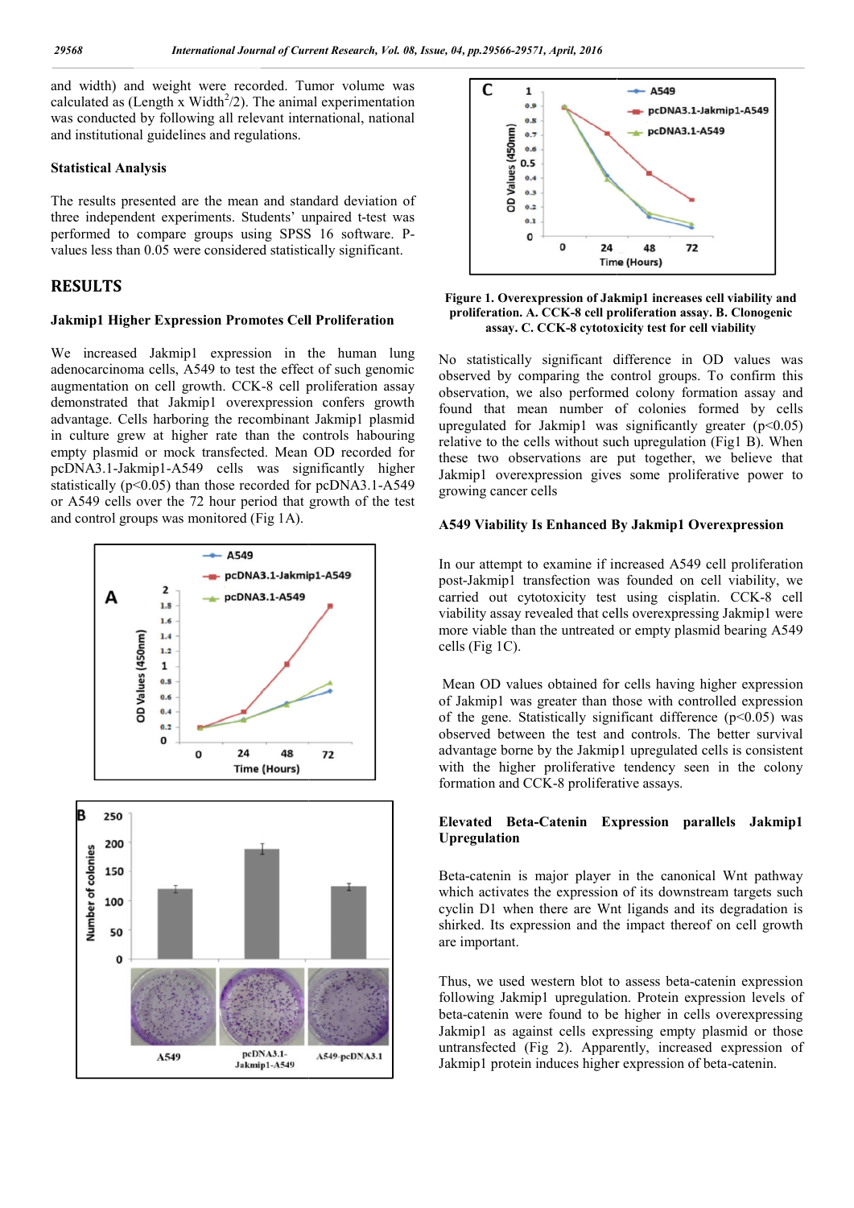and width) and weight were recorded. Tumor volume was calculated as (Length x Width$^2$/2). The animal experimentation was conducted by following all relevant international, national and institutional guidelines and regulations.

### Statistical Analysis

The results presented are the mean and standard deviation of three independent experiments. Students' unpaired t-test was performed to compare groups using SPSS 16 software. P-values less than 0.05 were considered statistically significant.

## RESULTS

### Jakmip1 Higher Expression Promotes Cell Proliferation

We increased Jakmip1 expression in the human lung adenocarcinoma cells, A549 to test the effect of such genomic augmentation on cell growth. CCK-8 cell proliferation assay demonstrated that Jakmip1 overexpression confers growth advantage. Cells harboring the recombinant Jakmip1 plasmid in culture grew at higher rate than the controls habouring empty plasmid or mock transfected. Mean OD recorded for pcDNA3.1-Jakmip1-A549 cells was significantly higher statistically ($p<0.05$) than those recorded for pcDNA3.1-A549 or A549 cells over the 72 hour period that growth of the test and control groups was monitored (Fig 1A).

Figure 1. Overexpression of Jakmip1 increases cell viability and proliferation. A. CCK-8 cell proliferation assay. B. Clonogenic assay. C. CCK-8 cytotoxicity test for cell viability

No statistically significant difference in OD values was observed by comparing the control groups. To confirm this observation, we also performed colony formation assay and found that mean number of colonies formed by cells upregulated for Jakmip1 was significantly greater ($p<0.05$) relative to the cells without such upregulation (Fig1 B). When these two observations are put together, we believe that Jakmip1 overexpression gives some proliferative power to growing cancer cells

### A549 Viability Is Enhanced By Jakmip1 Overexpression

In our attempt to examine if increased A549 cell proliferation post-Jakmip1 transfection was founded on cell viability, we carried out cytotoxicity test using cisplatin. CCK-8 cell viability assay revealed that cells overexpressing Jakmip1 were more viable than the untreated or empty plasmid bearing A549 cells (Fig 1C).

Mean OD values obtained for cells having higher expression of Jakmip1 was greater than those with controlled expression of the gene. Statistically significant difference ($p<0.05$) was observed between the test and controls. The better survival advantage borne by the Jakmip1 upregulated cells is consistent with the higher proliferative tendency seen in the colony formation and CCK-8 proliferative assays.

### Elevated Beta-Catenin Expression parallels Jakmip1 Upregulation

Beta-catenin is major player in the canonical Wnt pathway which activates the expression of its downstream targets such cyclin D1 when there are Wnt ligands and its degradation is shirked. Its expression and the impact thereof on cell growth are important.

Thus, we used western blot to assess beta-catenin expression following Jakmip1 upregulation. Protein expression levels of beta-catenin were found to be higher in cells overexpressing Jakmip1 as against cells expressing empty plasmid or those untransfected (Fig 2). Apparently, increased expression of Jakmip1 protein induces higher expression of beta-catenin.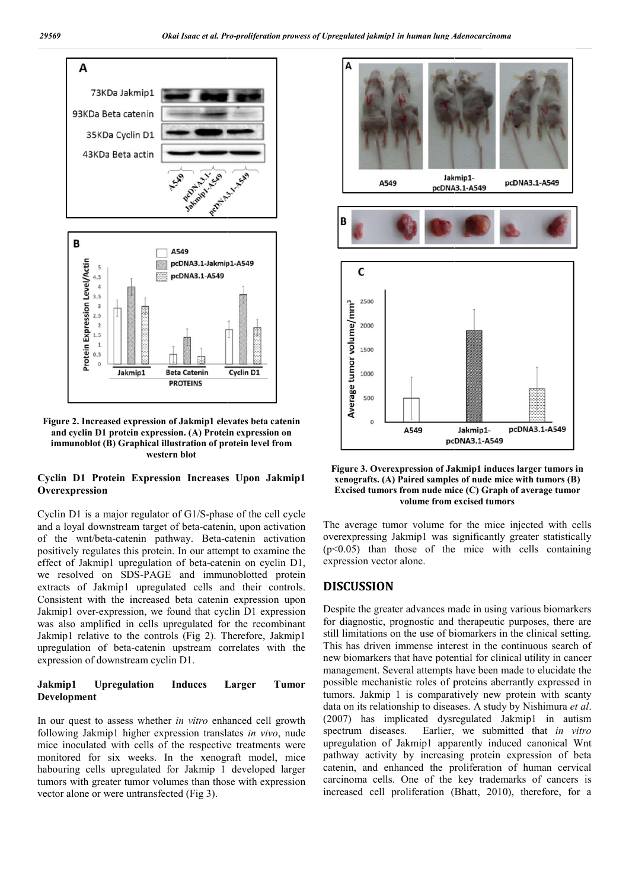Figure 2. Increased expression of Jakmip1 elevates beta catenin and cyclin D1 protein expression. (A) Protein expression on immunoblot (B) Graphical illustration of protein level from western blot

### Cyclin D1 Protein Expression Increases Upon Jakmip1 Overexpression

Cyclin D1 is a major regulator of G1/S-phase of the cell cycle and a loyal downstream target of beta-catenin, upon activation of the wnt/beta-catenin pathway. Beta-catenin activation positively regulates this protein. In our attempt to examine the effect of Jakmip1 upregulation of beta-catenin on cyclin D1, we resolved on SDS-PAGE and immunoblotted protein extracts of Jakmip1 upregulated cells and their controls. Consistent with the increased beta catenin expression upon Jakmip1 over-expression, we found that cyclin D1 expression was also amplified in cells upregulated for the recombinant Jakmip1 relative to the controls (Fig 2). Therefore, Jakmip1 upregulation of beta-catenin upstream correlates with the expression of downstream cyclin D1.

### Jakmip1 Upregulation Induces Larger Tumor Development

In our quest to assess whether *in vitro* enhanced cell growth following Jakmip1 higher expression translates *in vivo*, nude mice inoculated with cells of the respective treatments were monitored for six weeks. In the xenograft model, mice habouring cells upregulated for Jakmip 1 developed larger tumors with greater tumor volumes than those with expression vector alone or were untransfected (Fig 3).

Figure 3. Overexpression of Jakmip1 induces larger tumors in xenografts. (A) Paired samples of nude mice with tumors (B) Excised tumors from nude mice (C) Graph of average tumor volume from excised tumors

The average tumor volume for the mice injected with cells overexpressing Jakmip1 was significantly greater statistically ($p<0.05$) than those of the mice with cells containing expression vector alone.

## DISCUSSION

Despite the greater advances made in using various biomarkers for diagnostic, prognostic and therapeutic purposes, there are still limitations on the use of biomarkers in the clinical setting. This has driven immense interest in the continuous search of new biomarkers that have potential for clinical utility in cancer management. Several attempts have been made to elucidate the possible mechanistic roles of proteins aberrantly expressed in tumors. Jakmip 1 is comparatively new protein with scanty data on its relationship to diseases. A study by Nishimura *et al*. (2007) has implicated dysregulated Jakmip1 in autism spectrum diseases. Earlier, we submitted that *in vitro* upregulation of Jakmip1 apparently induced canonical Wnt pathway activity by increasing protein expression of beta catenin, and enhanced the proliferation of human cervical carcinoma cells. One of the key trademarks of cancers is increased cell proliferation (Bhatt, 2010), therefore, for a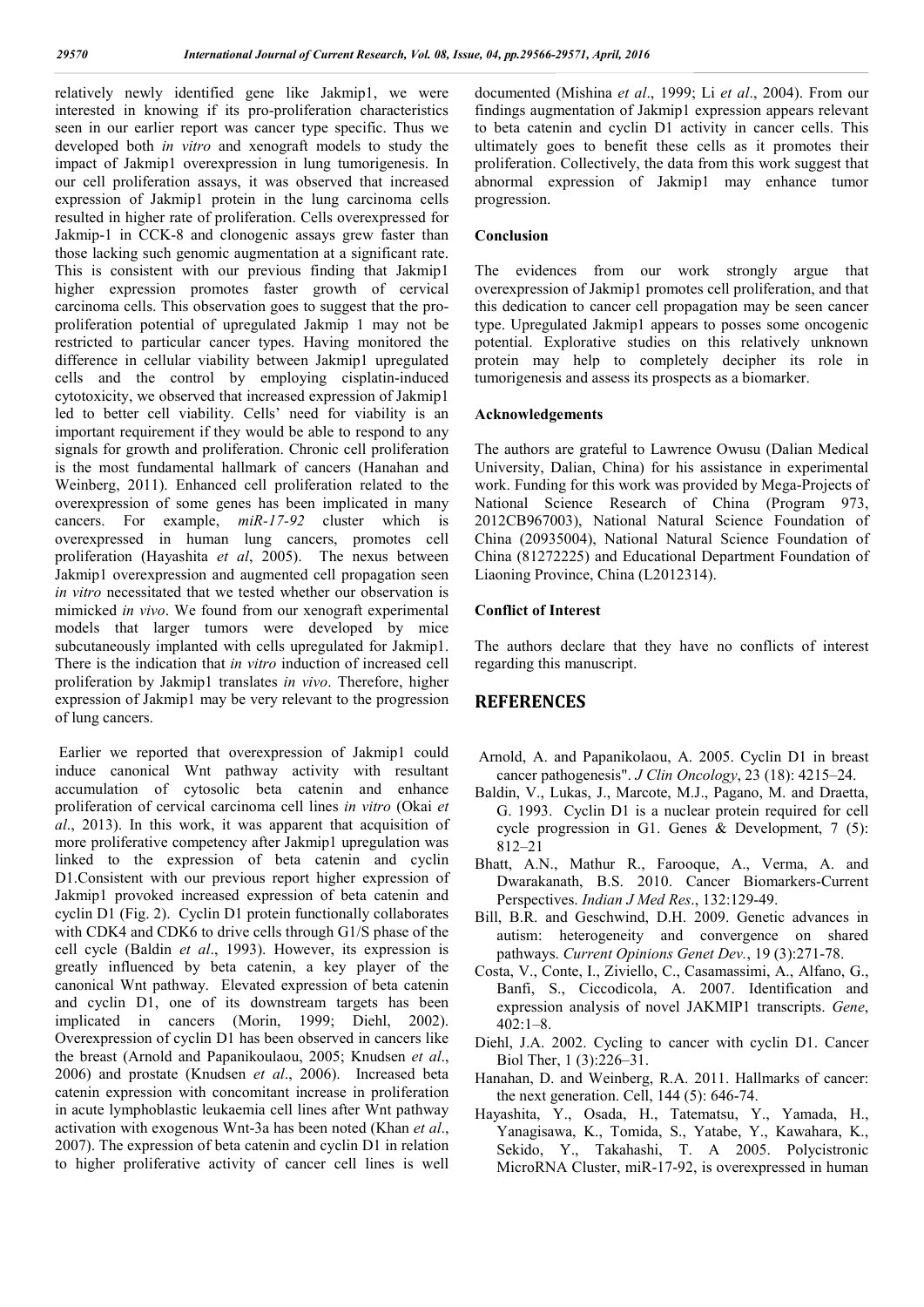relatively newly identified gene like Jakmip1, we were interested in knowing if its pro-proliferation characteristics seen in our earlier report was cancer type specific. Thus we developed both *in vitro* and xenograft models to study the impact of Jakmip1 overexpression in lung tumorigenesis. In our cell proliferation assays, it was observed that increased expression of Jakmip1 protein in the lung carcinoma cells resulted in higher rate of proliferation. Cells overexpressed for Jakmip-1 in CCK-8 and clonogenic assays grew faster than those lacking such genomic augmentation at a significant rate. This is consistent with our previous finding that Jakmip1 higher expression promotes faster growth of cervical carcinoma cells. This observation goes to suggest that the pro-proliferation potential of upregulated Jakmip 1 may not be restricted to particular cancer types. Having monitored the difference in cellular viability between Jakmip1 upregulated cells and the control by employing cisplatin-induced cytotoxicity, we observed that increased expression of Jakmip1 led to better cell viability. Cells' need for viability is an important requirement if they would be able to respond to any signals for growth and proliferation. Chronic cell proliferation is the most fundamental hallmark of cancers (Hanahan and Weinberg, 2011). Enhanced cell proliferation related to the overexpression of some genes has been implicated in many cancers. For example, *miR-17-92* cluster which is overexpressed in human lung cancers, promotes cell proliferation (Hayashita *et al*, 2005). The nexus between Jakmip1 overexpression and augmented cell propagation seen *in vitro* necessitated that we tested whether our observation is mimicked *in vivo*. We found from our xenograft experimental models that larger tumors were developed by mice subcutaneously implanted with cells upregulated for Jakmip1. There is the indication that *in vitro* induction of increased cell proliferation by Jakmip1 translates *in vivo*. Therefore, higher expression of Jakmip1 may be very relevant to the progression of lung cancers.

Earlier we reported that overexpression of Jakmip1 could induce canonical Wnt pathway activity with resultant accumulation of cytosolic beta catenin and enhance proliferation of cervical carcinoma cell lines *in vitro* (Okai *et al*., 2013). In this work, it was apparent that acquisition of more proliferative competency after Jakmip1 upregulation was linked to the expression of beta catenin and cyclin D1.Consistent with our previous report higher expression of Jakmip1 provoked increased expression of beta catenin and cyclin D1 (Fig. 2). Cyclin D1 protein functionally collaborates with CDK4 and CDK6 to drive cells through G1/S phase of the cell cycle (Baldin *et al*., 1993). However, its expression is greatly influenced by beta catenin, a key player of the canonical Wnt pathway. Elevated expression of beta catenin and cyclin D1, one of its downstream targets has been implicated in cancers (Morin, 1999; Diehl, 2002). Overexpression of cyclin D1 has been observed in cancers like the breast (Arnold and Papanikoulaou, 2005; Knudsen *et al*., 2006) and prostate (Knudsen *et al*., 2006). Increased beta catenin expression with concomitant increase in proliferation in acute lymphoblastic leukaemia cell lines after Wnt pathway activation with exogenous Wnt-3a has been noted (Khan *et al*., 2007). The expression of beta catenin and cyclin D1 in relation to higher proliferative activity of cancer cell lines is well documented (Mishina *et al*., 1999; Li *et al*., 2004). From our findings augmentation of Jakmip1 expression appears relevant to beta catenin and cyclin D1 activity in cancer cells. This ultimately goes to benefit these cells as it promotes their proliferation. Collectively, the data from this work suggest that abnormal expression of Jakmip1 may enhance tumor progression.

### Conclusion

The evidences from our work strongly argue that overexpression of Jakmip1 promotes cell proliferation, and that this dedication to cancer cell propagation may be seen cancer type. Upregulated Jakmip1 appears to posses some oncogenic potential. Explorative studies on this relatively unknown protein may help to completely decipher its role in tumorigenesis and assess its prospects as a biomarker.

### Acknowledgements

The authors are grateful to Lawrence Owusu (Dalian Medical University, Dalian, China) for his assistance in experimental work. Funding for this work was provided by Mega-Projects of National Science Research of China (Program 973, 2012CB967003), National Natural Science Foundation of China (20935004), National Natural Science Foundation of China (81272225) and Educational Department Foundation of Liaoning Province, China (L2012314).

### Conflict of Interest

The authors declare that they have no conflicts of interest regarding this manuscript.

## REFERENCES

Arnold, A. and Papanikolaou, A. 2005. Cyclin D1 in breast cancer pathogenesis". *J Clin Oncology*, 23 (18): 4215–24.

Baldin, V., Lukas, J., Marcote, M.J., Pagano, M. and Draetta, G. 1993. Cyclin D1 is a nuclear protein required for cell cycle progression in G1. Genes & Development, 7 (5): 812–21

Bhatt, A.N., Mathur R., Farooque, A., Verma, A. and Dwarakanath, B.S. 2010. Cancer Biomarkers-Current Perspectives. *Indian J Med Res*., 132:129-49.

Bill, B.R. and Geschwind, D.H. 2009. Genetic advances in autism: heterogeneity and convergence on shared pathways. *Current Opinions Genet Dev.*, 19 (3):271-78.

Costa, V., Conte, I., Ziviello, C., Casamassimi, A., Alfano, G., Banfi, S., Ciccodicola, A. 2007. Identification and expression analysis of novel JAKMIP1 transcripts. *Gene*, 402:1–8.

Diehl, J.A. 2002. Cycling to cancer with cyclin D1. Cancer Biol Ther, 1 (3):226–31.

Hanahan, D. and Weinberg, R.A. 2011. Hallmarks of cancer: the next generation. Cell, 144 (5): 646-74.

Hayashita, Y., Osada, H., Tatematsu, Y., Yamada, H., Yanagisawa, K., Tomida, S., Yatabe, Y., Kawahara, K., Sekido, Y., Takahashi, T. A 2005. Polycistronic MicroRNA Cluster, miR-17-92, is overexpressed in human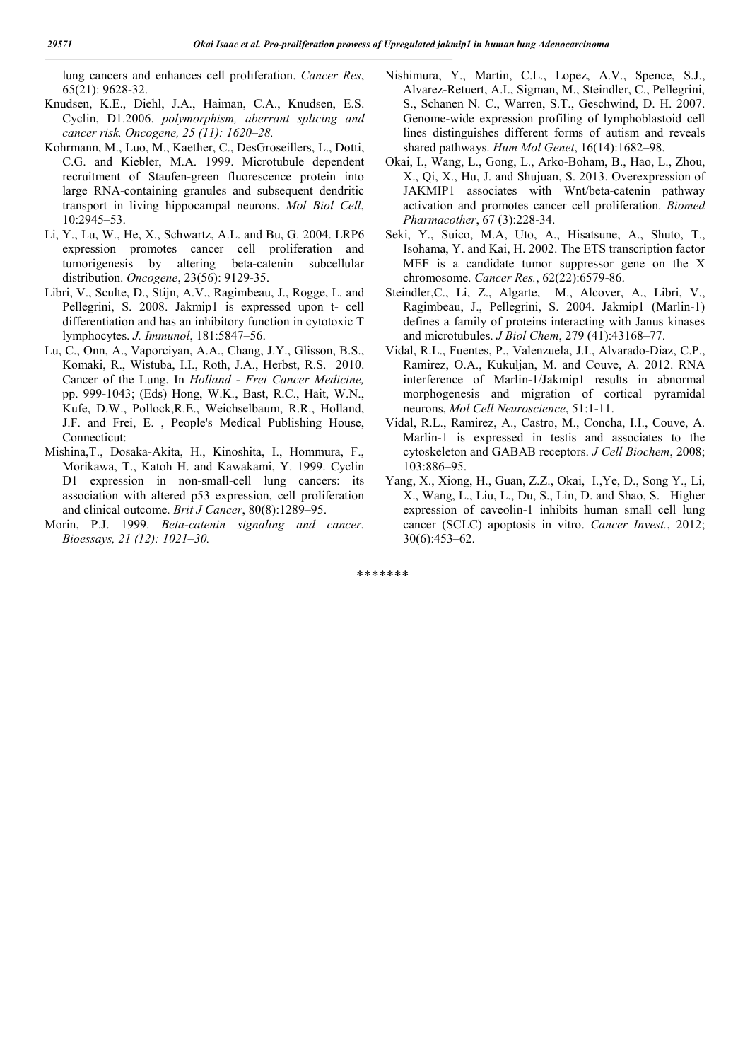lung cancers and enhances cell proliferation. *Cancer Res*, 65(21): 9628-32.

Knudsen, K.E., Diehl, J.A., Haiman, C.A., Knudsen, E.S. Cyclin, D1.2006. *polymorphism, aberrant splicing and cancer risk. Oncogene, 25 (11): 1620–28.*

Kohrmann, M., Luo, M., Kaether, C., DesGroseillers, L., Dotti, C.G. and Kiebler, M.A. 1999. Microtubule dependent recruitment of Staufen-green fluorescence protein into large RNA-containing granules and subsequent dendritic transport in living hippocampal neurons. *Mol Biol Cell*, 10:2945–53.

Li, Y., Lu, W., He, X., Schwartz, A.L. and Bu, G. 2004. LRP6 expression promotes cancer cell proliferation and tumorigenesis by altering beta-catenin subcellular distribution. *Oncogene*, 23(56): 9129-35.

Libri, V., Sculte, D., Stijn, A.V., Ragimbeau, J., Rogge, L. and Pellegrini, S. 2008. Jakmip1 is expressed upon t- cell differentiation and has an inhibitory function in cytotoxic T lymphocytes. *J. Immunol*, 181:5847–56.

Lu, C., Onn, A., Vaporciyan, A.A., Chang, J.Y., Glisson, B.S., Komaki, R., Wistuba, I.I., Roth, J.A., Herbst, R.S. 2010. Cancer of the Lung. In *Holland - Frei Cancer Medicine,* pp. 999-1043; (Eds) Hong, W.K., Bast, R.C., Hait, W.N., Kufe, D.W., Pollock,R.E., Weichselbaum, R.R., Holland, J.F. and Frei, E. , People's Medical Publishing House, Connecticut:

Mishina,T., Dosaka-Akita, H., Kinoshita, I., Hommura, F., Morikawa, T., Katoh H. and Kawakami, Y. 1999. Cyclin D1 expression in non-small-cell lung cancers: its association with altered p53 expression, cell proliferation and clinical outcome. *Brit J Cancer*, 80(8):1289–95.

Morin, P.J. 1999. *Beta-catenin signaling and cancer. Bioessays, 21 (12): 1021–30.*

Nishimura, Y., Martin, C.L., Lopez, A.V., Spence, S.J., Alvarez-Retuert, A.I., Sigman, M., Steindler, C., Pellegrini, S., Schanen N. C., Warren, S.T., Geschwind, D. H. 2007. Genome-wide expression profiling of lymphoblastoid cell lines distinguishes different forms of autism and reveals shared pathways. *Hum Mol Genet*, 16(14):1682–98.

Okai, I., Wang, L., Gong, L., Arko-Boham, B., Hao, L., Zhou, X., Qi, X., Hu, J. and Shujuan, S. 2013. Overexpression of JAKMIP1 associates with Wnt/beta-catenin pathway activation and promotes cancer cell proliferation. *Biomed Pharmacother*, 67 (3):228-34.

Seki, Y., Suico, M.A, Uto, A., Hisatsune, A., Shuto, T., Isohama, Y. and Kai, H. 2002. The ETS transcription factor MEF is a candidate tumor suppressor gene on the X chromosome. *Cancer Res.*, 62(22):6579-86.

Steindler,C., Li, Z., Algarte, M., Alcover, A., Libri, V., Ragimbeau, J., Pellegrini, S. 2004. Jakmip1 (Marlin-1) defines a family of proteins interacting with Janus kinases and microtubules. *J Biol Chem*, 279 (41):43168–77.

Vidal, R.L., Fuentes, P., Valenzuela, J.I., Alvarado-Diaz, C.P., Ramirez, O.A., Kukuljan, M. and Couve, A. 2012. RNA interference of Marlin-1/Jakmip1 results in abnormal morphogenesis and migration of cortical pyramidal neurons, *Mol Cell Neuroscience*, 51:1-11.

Vidal, R.L., Ramirez, A., Castro, M., Concha, I.I., Couve, A. Marlin-1 is expressed in testis and associates to the cytoskeleton and GABAB receptors. *J Cell Biochem*, 2008; 103:886–95.

Yang, X., Xiong, H., Guan, Z.Z., Okai, I.,Ye, D., Song Y., Li, X., Wang, L., Liu, L., Du, S., Lin, D. and Shao, S. Higher expression of caveolin-1 inhibits human small cell lung cancer (SCLC) apoptosis in vitro. *Cancer Invest.*, 2012; 30(6):453–62.

*******